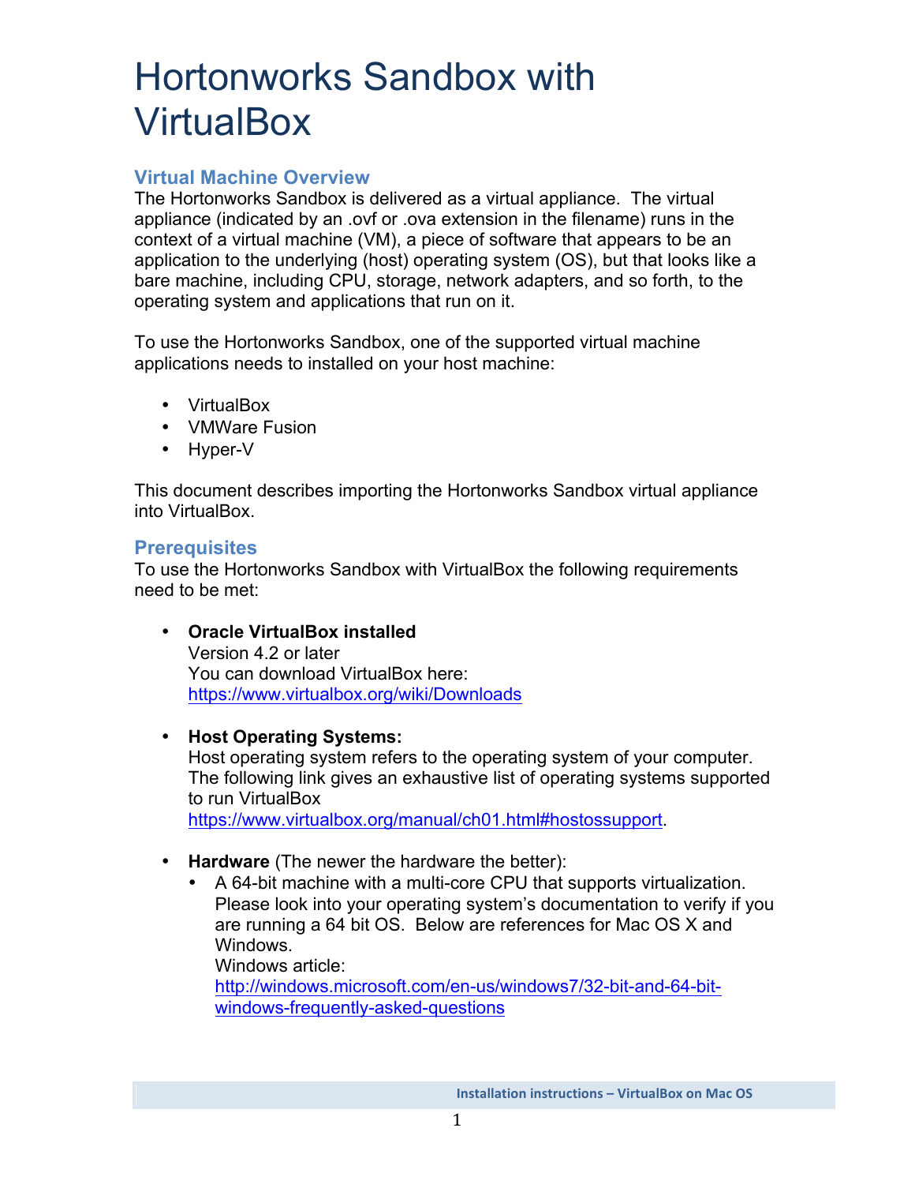# Hortonworks Sandbox with VirtualBox

## Virtual Machine Overview

The Hortonworks Sandbox is delivered as a virtual appliance. The virtual appliance (indicated by an .ovf or .ova extension in the filename) runs in the context of a virtual machine (VM), a piece of software that appears to be an application to the underlying (host) operating system (OS), but that looks like a bare machine, including CPU, storage, network adapters, and so forth, to the operating system and applications that run on it.

To use the Hortonworks Sandbox, one of the supported virtual machine applications needs to installed on your host machine:

- VirtualBox
- VMWare Fusion
- Hyper-V

This document describes importing the Hortonworks Sandbox virtual appliance into VirtualBox.

## Prerequisites

To use the Hortonworks Sandbox with VirtualBox the following requirements need to be met:

- **Oracle VirtualBox installed**
  Version 4.2 or later
  You can download VirtualBox here:
  https://www.virtualbox.org/wiki/Downloads

- **Host Operating Systems:**
  Host operating system refers to the operating system of your computer. The following link gives an exhaustive list of operating systems supported to run VirtualBox
  https://www.virtualbox.org/manual/ch01.html#hostossupport.

- **Hardware** (The newer the hardware the better):
  - A 64-bit machine with a multi-core CPU that supports virtualization. Please look into your operating system's documentation to verify if you are running a 64 bit OS. Below are references for Mac OS X and Windows.
    Windows article:
    http://windows.microsoft.com/en-us/windows7/32-bit-and-64-bit-windows-frequently-asked-questions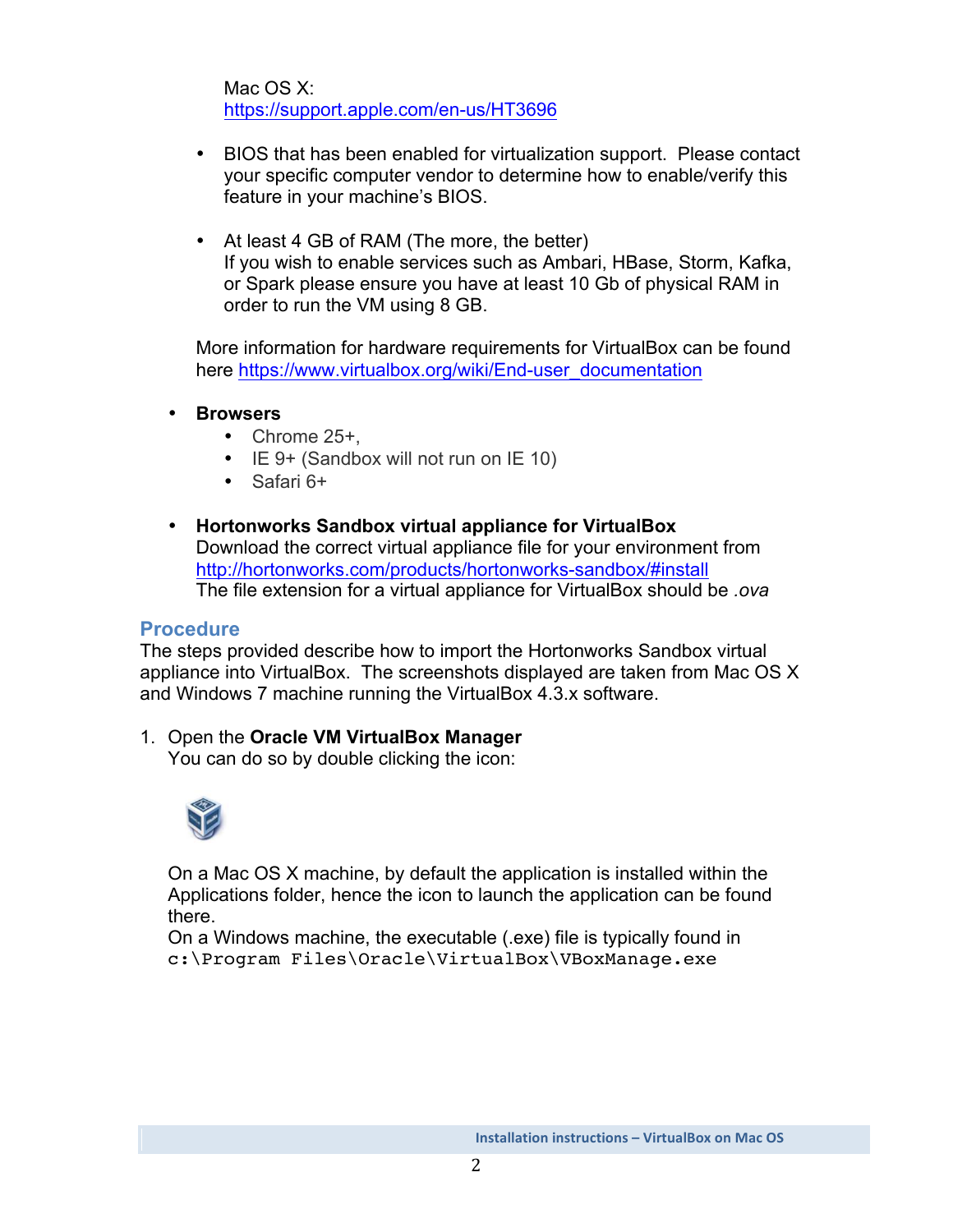Mac OS X:
https://support.apple.com/en-us/HT3696

- BIOS that has been enabled for virtualization support. Please contact your specific computer vendor to determine how to enable/verify this feature in your machine's BIOS.

- At least 4 GB of RAM (The more, the better)
If you wish to enable services such as Ambari, HBase, Storm, Kafka, or Spark please ensure you have at least 10 Gb of physical RAM in order to run the VM using 8 GB.

More information for hardware requirements for VirtualBox can be found here https://www.virtualbox.org/wiki/End-user_documentation

- **Browsers**
  - Chrome 25+,
  - IE 9+ (Sandbox will not run on IE 10)
  - Safari 6+

- **Hortonworks Sandbox virtual appliance for VirtualBox**
Download the correct virtual appliance file for your environment from http://hortonworks.com/products/hortonworks-sandbox/#install
The file extension for a virtual appliance for VirtualBox should be *.ova*

## Procedure

The steps provided describe how to import the Hortonworks Sandbox virtual appliance into VirtualBox. The screenshots displayed are taken from Mac OS X and Windows 7 machine running the VirtualBox 4.3.x software.

1. Open the **Oracle VM VirtualBox Manager**
You can do so by double clicking the icon:

   On a Mac OS X machine, by default the application is installed within the Applications folder, hence the icon to launch the application can be found there.
   On a Windows machine, the executable (.exe) file is typically found in `c:\Program Files\Oracle\VirtualBox\VBoxManage.exe`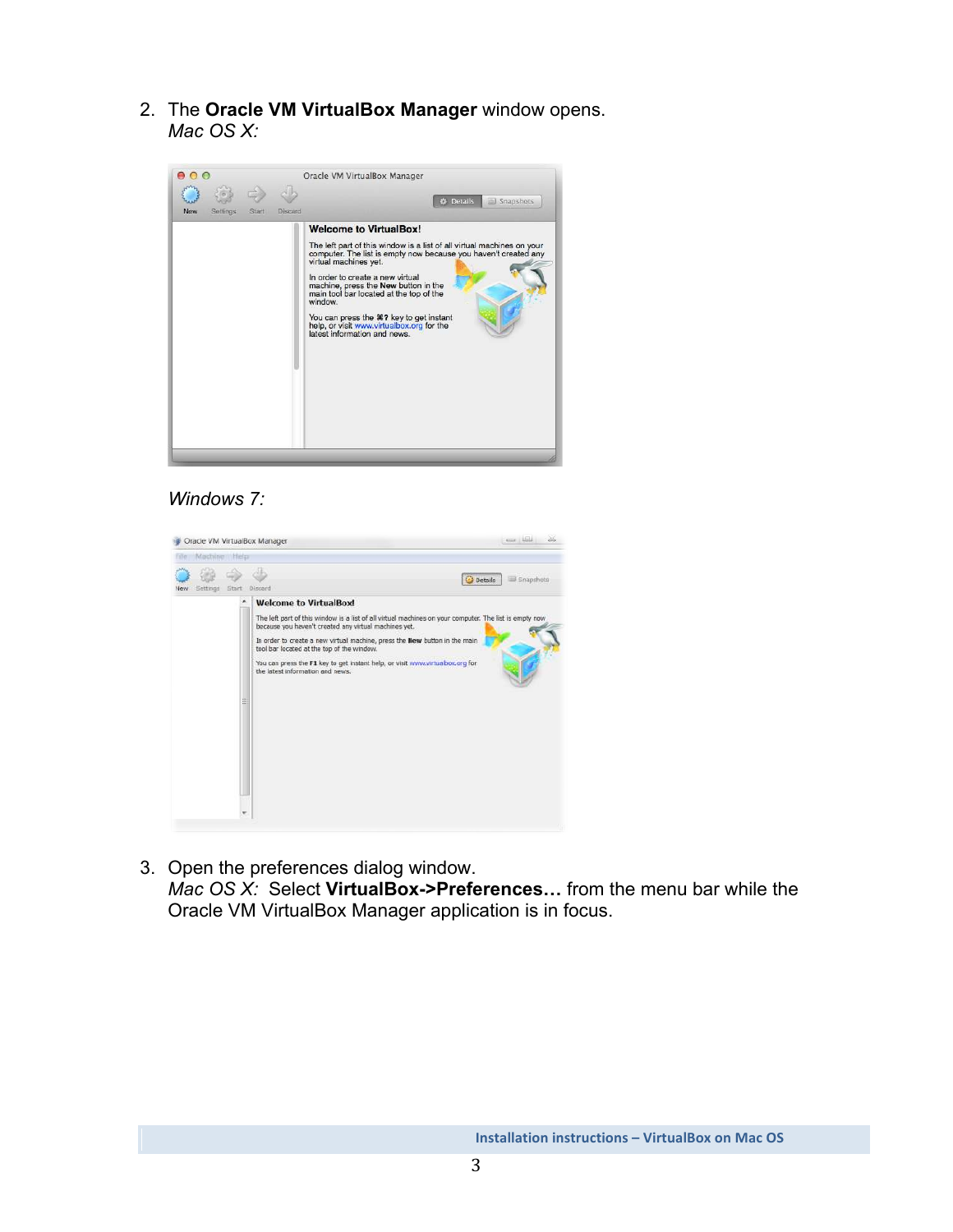2. The **Oracle VM VirtualBox Manager** window opens.
   *Mac OS X:*

   *Windows 7:*

3. Open the preferences dialog window.
   *Mac OS X:* Select **VirtualBox->Preferences…** from the menu bar while the Oracle VM VirtualBox Manager application is in focus.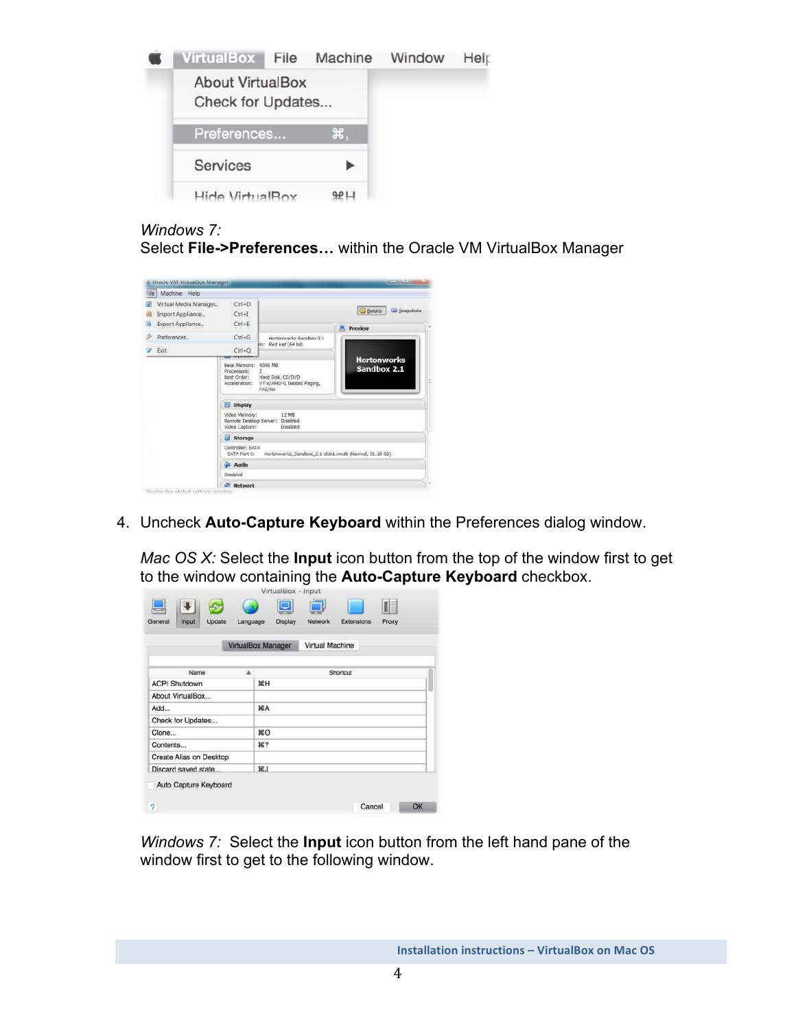*Windows 7:*
Select **File->Preferences…** within the Oracle VM VirtualBox Manager

4. Uncheck **Auto-Capture Keyboard** within the Preferences dialog window.

   *Mac OS X:* Select the **Input** icon button from the top of the window first to get to the window containing the **Auto-Capture Keyboard** checkbox.

   *Windows 7:* Select the **Input** icon button from the left hand pane of the window first to get to the following window.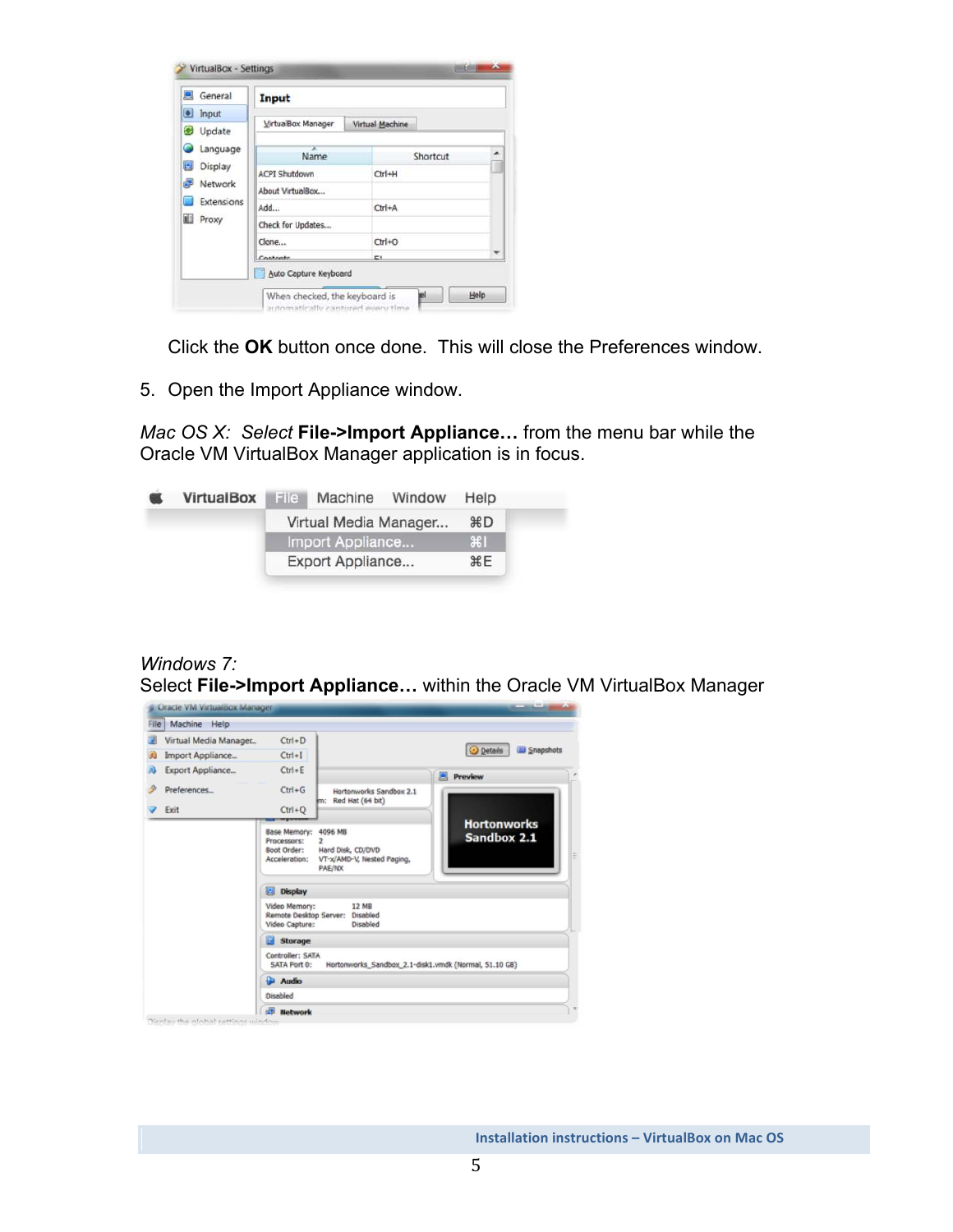Click the **OK** button once done. This will close the Preferences window.

5. Open the Import Appliance window.

*Mac OS X: Select* **File->Import Appliance…** from the menu bar while the Oracle VM VirtualBox Manager application is in focus.

*Windows 7:*
Select **File->Import Appliance…** within the Oracle VM VirtualBox Manager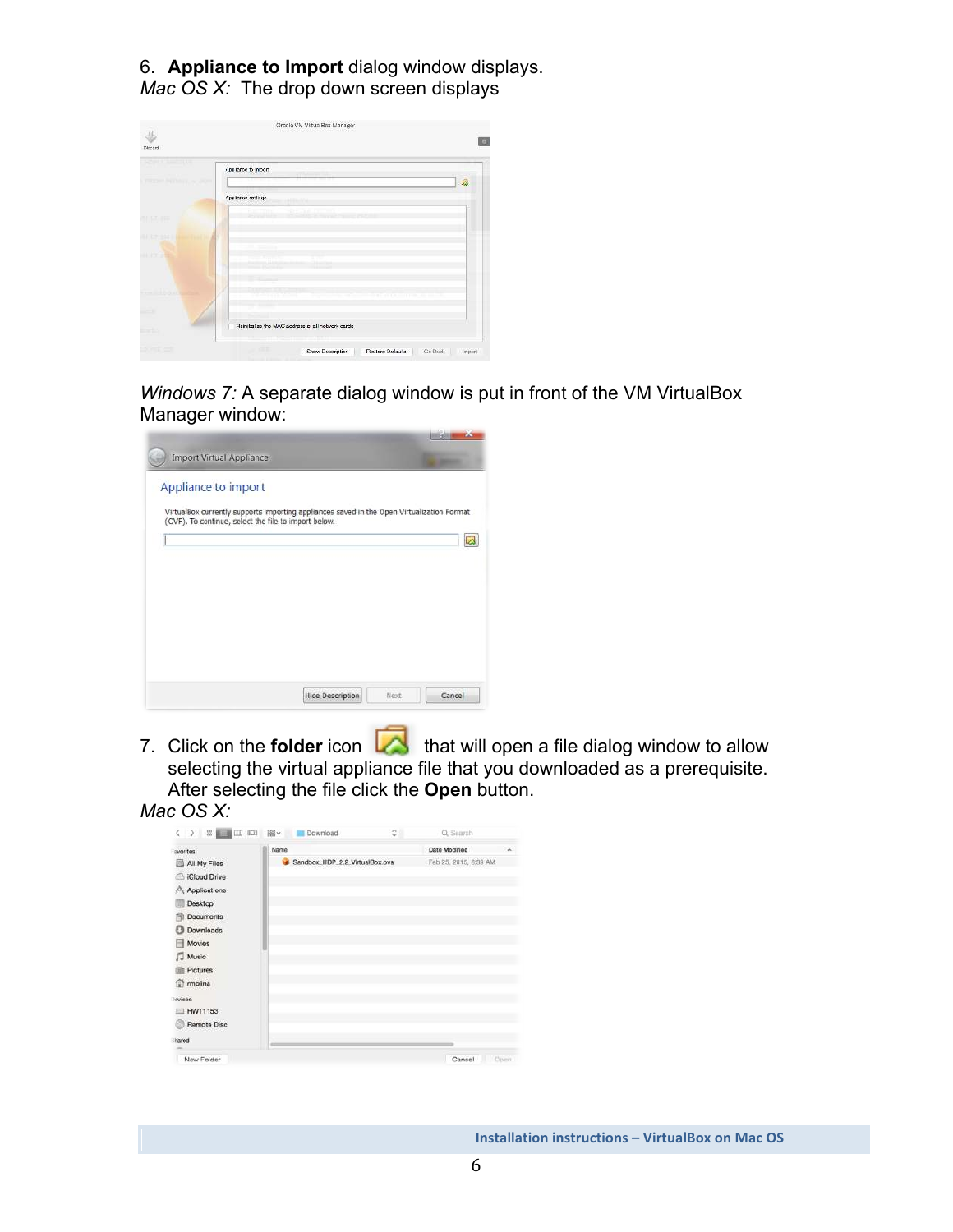6. **Appliance to Import** dialog window displays.
*Mac OS X:* The drop down screen displays

*Windows 7:* A separate dialog window is put in front of the VM VirtualBox Manager window:

7. Click on the **folder** icon that will open a file dialog window to allow selecting the virtual appliance file that you downloaded as a prerequisite. After selecting the file click the **Open** button.

*Mac OS X:*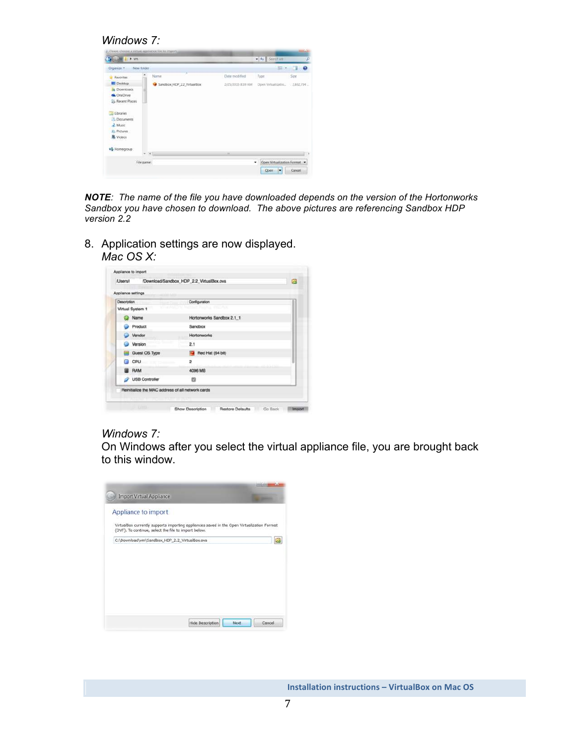*Windows 7:*

***NOTE**: The name of the file you have downloaded depends on the version of the Hortonworks Sandbox you have chosen to download. The above pictures are referencing Sandbox HDP version 2.2*

8. Application settings are now displayed.
   *Mac OS X:*

   *Windows 7:*
   On Windows after you select the virtual appliance file, you are brought back to this window.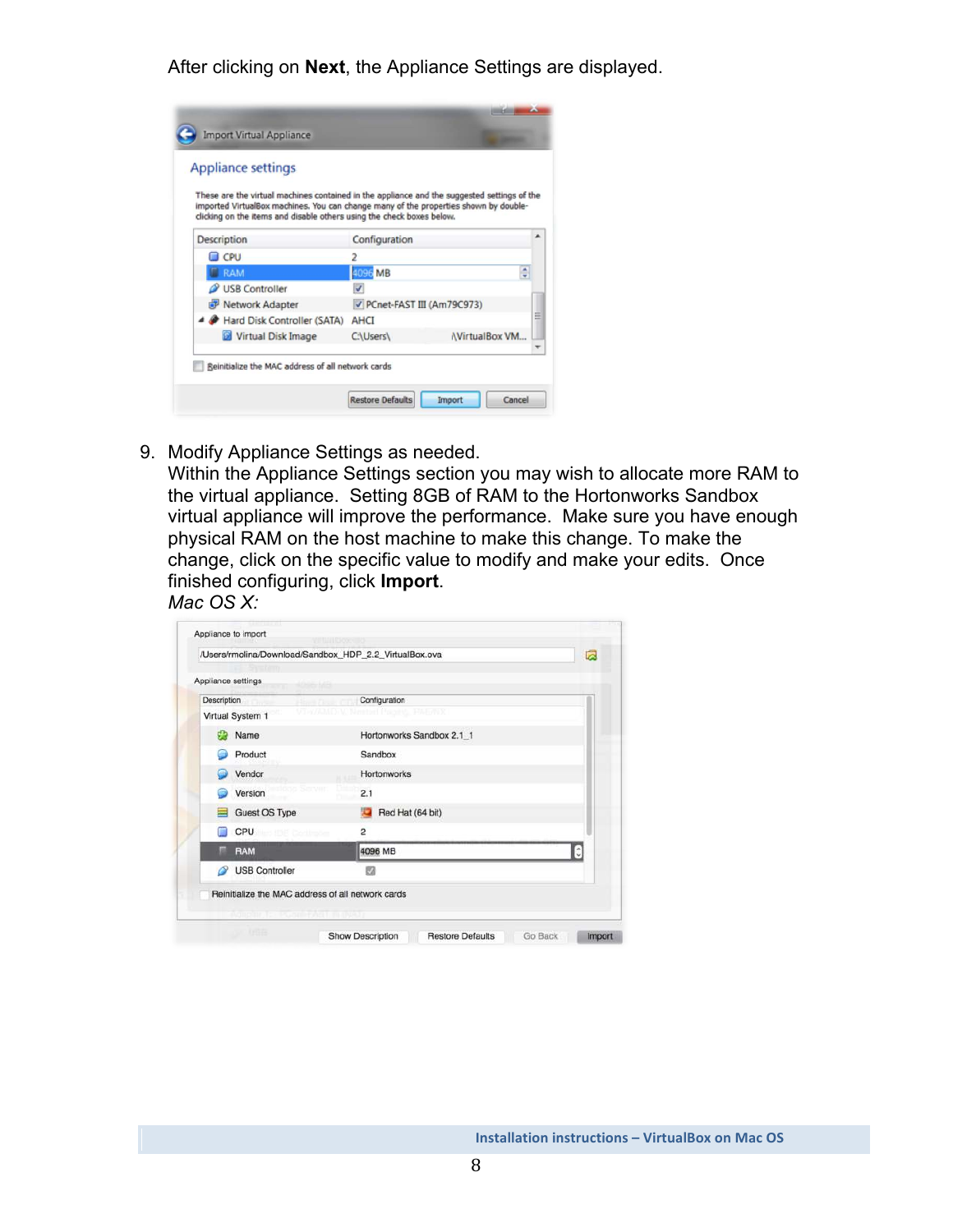After clicking on **Next**, the Appliance Settings are displayed.

9. Modify Appliance Settings as needed.
   Within the Appliance Settings section you may wish to allocate more RAM to the virtual appliance. Setting 8GB of RAM to the Hortonworks Sandbox virtual appliance will improve the performance. Make sure you have enough physical RAM on the host machine to make this change. To make the change, click on the specific value to modify and make your edits. Once finished configuring, click **Import**.
   *Mac OS X:*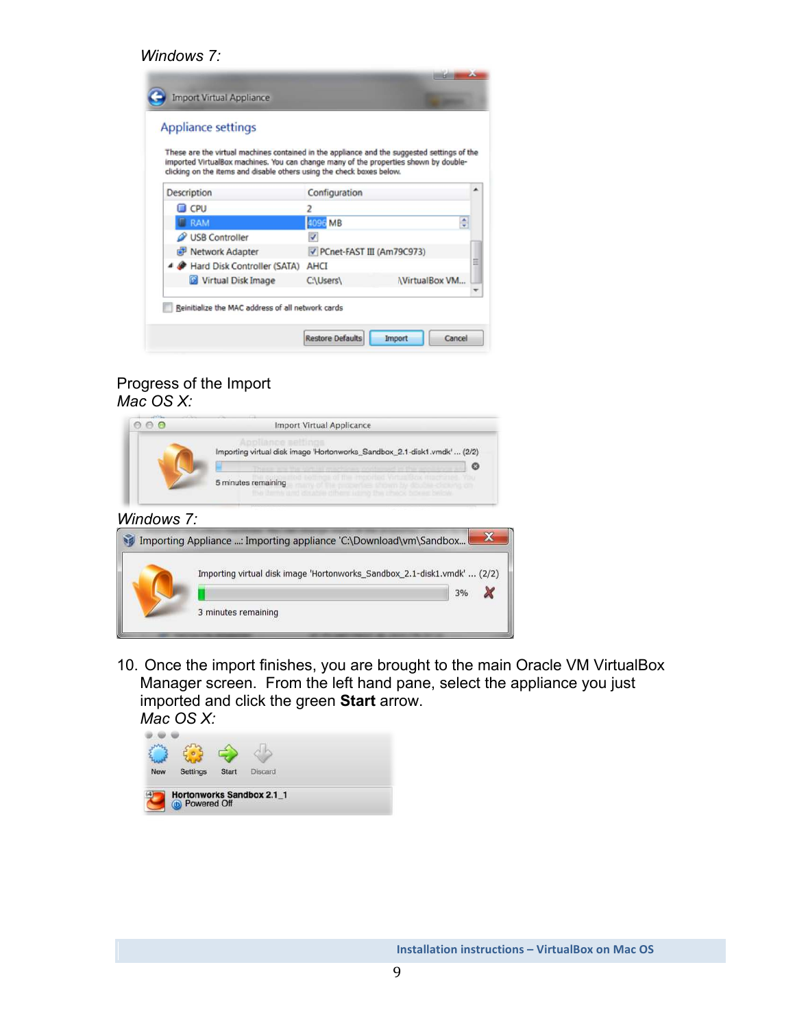*Windows 7:*

Progress of the Import

*Mac OS X:*

*Windows 7:*

10. Once the import finishes, you are brought to the main Oracle VM VirtualBox Manager screen. From the left hand pane, select the appliance you just imported and click the green **Start** arrow.

    *Mac OS X:*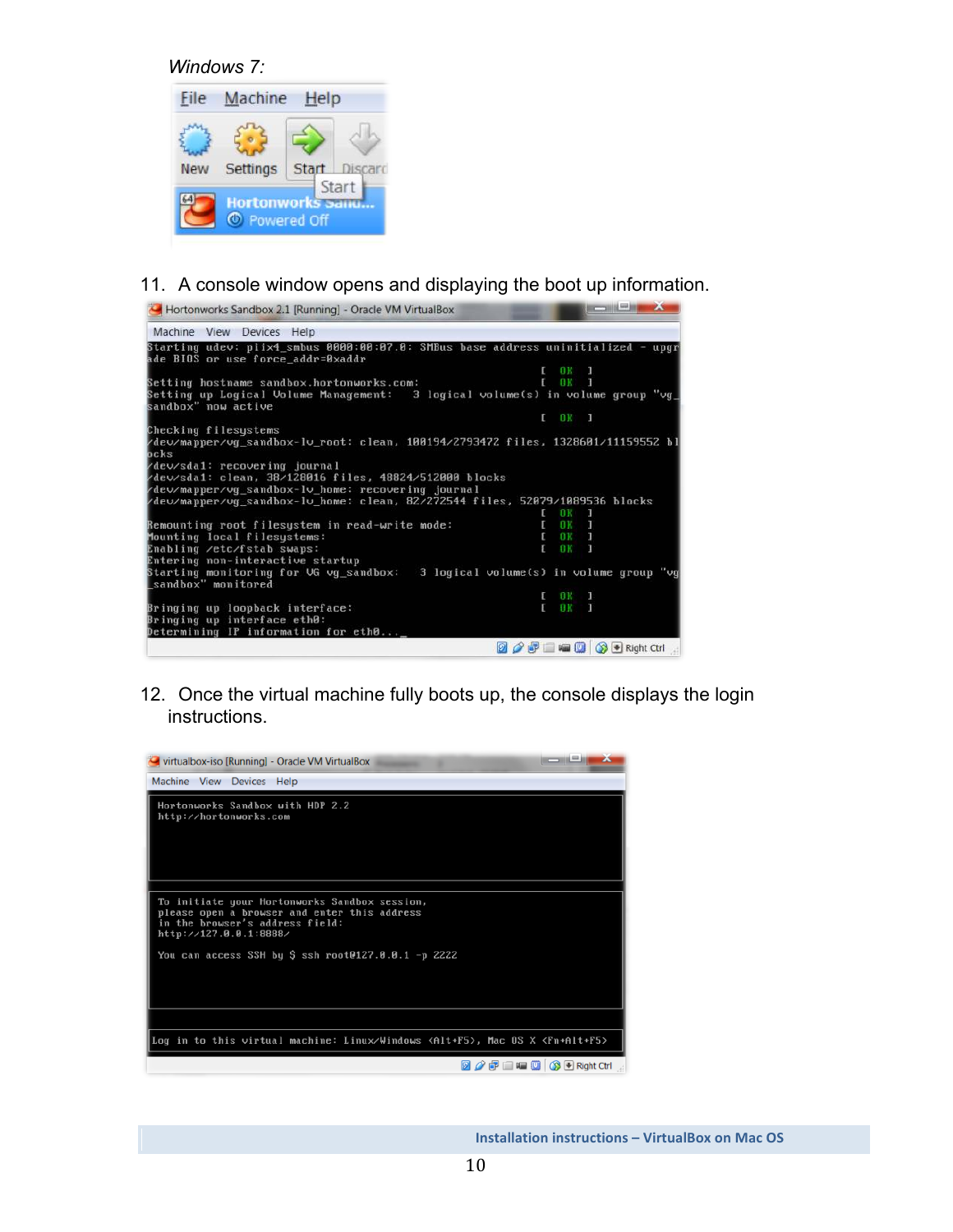*Windows 7:*

11. A console window opens and displaying the boot up information.

12. Once the virtual machine fully boots up, the console displays the login instructions.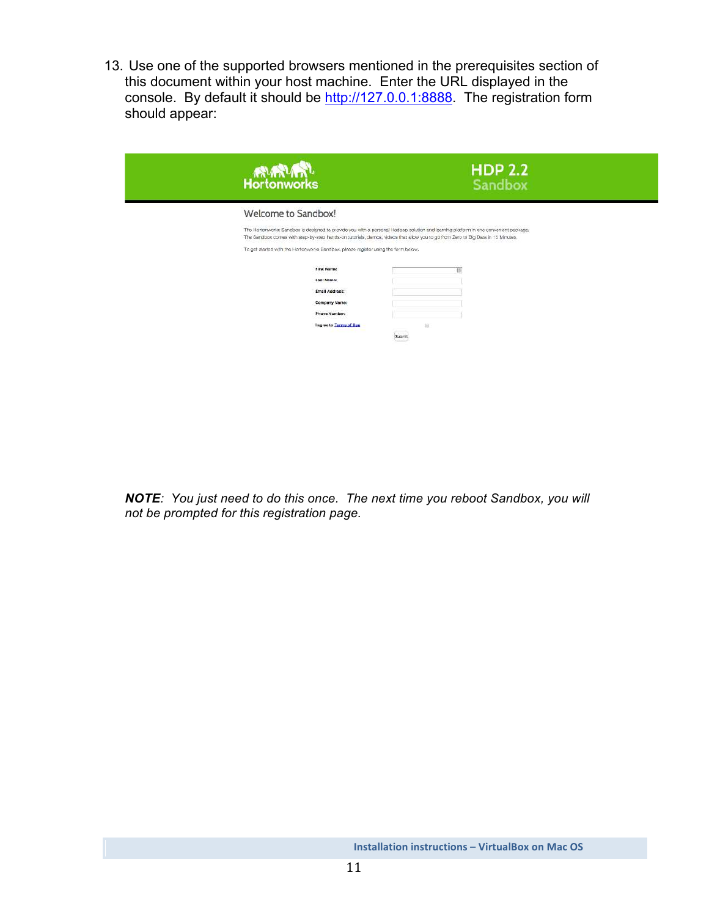13. Use one of the supported browsers mentioned in the prerequisites section of this document within your host machine. Enter the URL displayed in the console. By default it should be http://127.0.0.1:8888. The registration form should appear:

Hortonworks

HDP 2.2 Sandbox

Welcome to Sandbox!

The Hortonworks Sandbox is designed to provide you with a personal Hadoop solution and learning platform in one convenient package. The Sandbox comes with step-by-step hands-on tutorials, demos, videos that allow you to go from Zero to Big Data in 15 Minutes.

To get started with the Hortonworks Sandbox, please register using the form below.

First Name:

Last Name:

Email Address:

Company Name:

Phone Number:

I agree to Terms of Use

Submit

***NOTE***: *You just need to do this once. The next time you reboot Sandbox, you will not be prompted for this registration page.*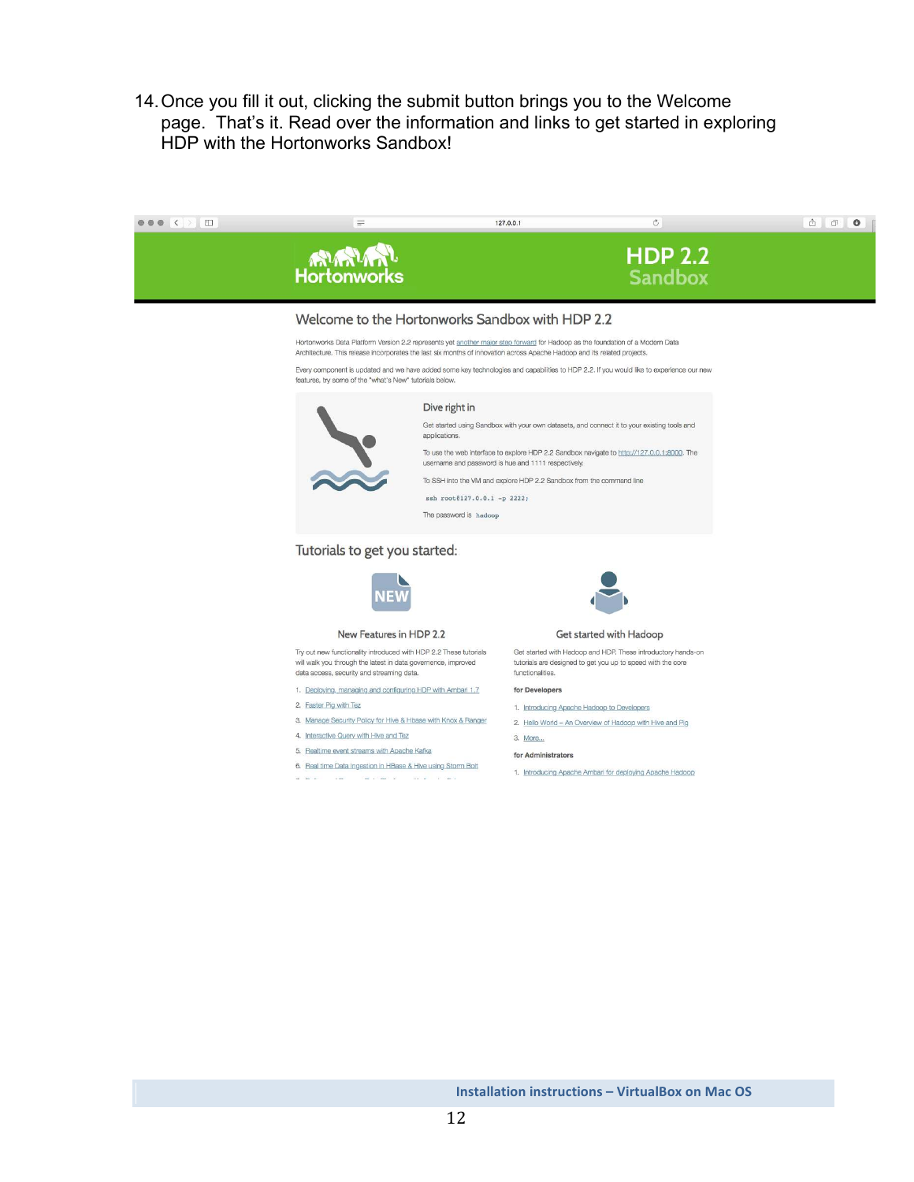14. Once you fill it out, clicking the submit button brings you to the Welcome page.  That's it. Read over the information and links to get started in exploring HDP with the Hortonworks Sandbox!

127.0.0.1

Hortonworks

HDP 2.2
Sandbox

## Welcome to the Hortonworks Sandbox with HDP 2.2

Hortonworks Data Platform Version 2.2 represents yet another major step forward for Hadoop as the foundation of a Modern Data Architecture. This release incorporates the last six months of innovation across Apache Hadoop and its related projects.

Every component is updated and we have added some key technologies and capabilities to HDP 2.2. If you would like to experience our new features, try some of the "what's New" tutorials below.

### Dive right in

Get started using Sandbox with your own datasets, and connect it to your existing tools and applications.

To use the web interface to explore HDP 2.2 Sandbox navigate to http://127.0.0.1:8000. The username and password is hue and 1111 respectively.

To SSH into the VM and explore HDP 2.2 Sandbox from the command line

```
ssh root@127.0.0.1 -p 2222;
```

The password is `hadoop`

## Tutorials to get you started:

NEW

### New Features in HDP 2.2

Try out new functionality introduced with HDP 2.2 These tutorials will walk you through the latest in data governence, improved data access, security and streaming data.

1. Deploying, managing and configuring HDP with Ambari 1.7
2. Faster Pig with Tez
3. Manage Security Policy for Hive & Hbase with Knox & Ranger
4. Interactive Query with Hive and Tez
5. Realtime event streams with Apache Kafka
6. Real time Data Ingestion in HBase & Hive using Storm Bolt

### Get started with Hadoop

Get started with Hadoop and HDP. These introductory hands-on tutorials are designed to get you up to speed with the core functionalities.

**for Developers**

1. Introducing Apache Hadoop to Developers
2. Hello World – An Overview of Hadoop with Hive and Pig
3. More...

**for Administrators**

1. Introducing Apache Ambari for deploying Apache Hadoop